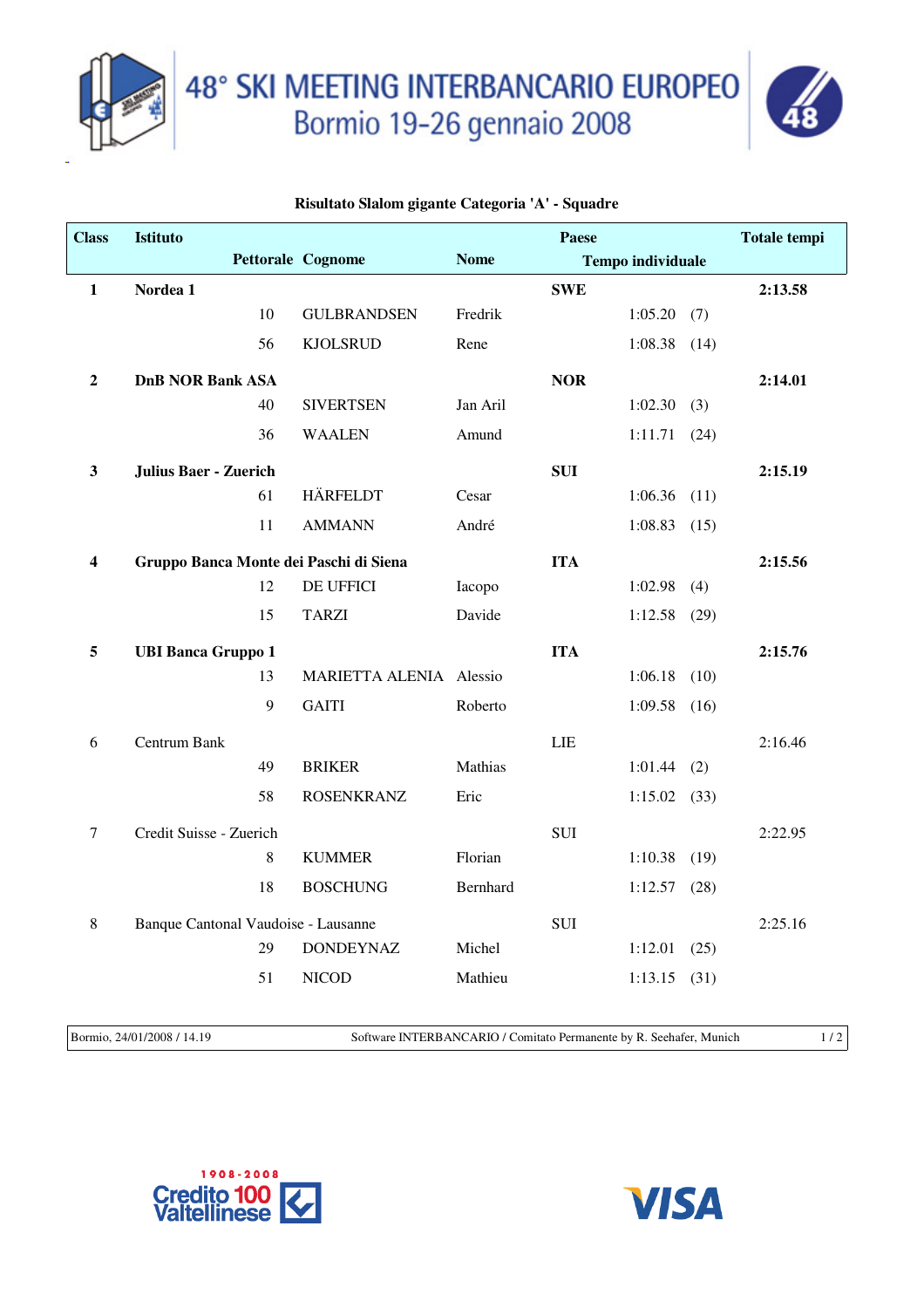# 48° SKI MEETING INTERBANCARIO EUROPEO

## Bormio 19-26 gennaio 2008

### Risultato Slalom gigante Categoria 'A' - Squadre

| Class | Istituto | | | Paese | | Totale tempi |
|---|---|---|---|---|---|---|
| | Pettorale | Cognome | Nome | Tempo individuale | | |
| **1** | **Nordea 1** | | | **SWE** | | **2:13.58** |
| | 10 | GULBRANDSEN | Fredrik | 1:05.20 | (7) | |
| | 56 | KJOLSRUD | Rene | 1:08.38 | (14) | |
| **2** | **DnB NOR Bank ASA** | | | **NOR** | | **2:14.01** |
| | 40 | SIVERTSEN | Jan Aril | 1:02.30 | (3) | |
| | 36 | WAALEN | Amund | 1:11.71 | (24) | |
| **3** | **Julius Baer - Zuerich** | | | **SUI** | | **2:15.19** |
| | 61 | HÄRFELDT | Cesar | 1:06.36 | (11) | |
| | 11 | AMMANN | André | 1:08.83 | (15) | |
| **4** | **Gruppo Banca Monte dei Paschi di Siena** | | | **ITA** | | **2:15.56** |
| | 12 | DE UFFICI | Iacopo | 1:02.98 | (4) | |
| | 15 | TARZI | Davide | 1:12.58 | (29) | |
| **5** | **UBI Banca Gruppo 1** | | | **ITA** | | **2:15.76** |
| | 13 | MARIETTA ALENIA | Alessio | 1:06.18 | (10) | |
| | 9 | GAITI | Roberto | 1:09.58 | (16) | |
| 6 | Centrum Bank | | | LIE | | 2:16.46 |
| | 49 | BRIKER | Mathias | 1:01.44 | (2) | |
| | 58 | ROSENKRANZ | Eric | 1:15.02 | (33) | |
| 7 | Credit Suisse - Zuerich | | | SUI | | 2:22.95 |
| | 8 | KUMMER | Florian | 1:10.38 | (19) | |
| | 18 | BOSCHUNG | Bernhard | 1:12.57 | (28) | |
| 8 | Banque Cantonal Vaudoise - Lausanne | | | SUI | | 2:25.16 |
| | 29 | DONDEYNAZ | Michel | 1:12.01 | (25) | |
| | 51 | NICOD | Mathieu | 1:13.15 | (31) | |

Bormio, 24/01/2008 / 14.19 — Software INTERBANCARIO / Comitato Permanente by R. Seehafer, Munich

1908-2008 Credito Valtellinese 100 — VISA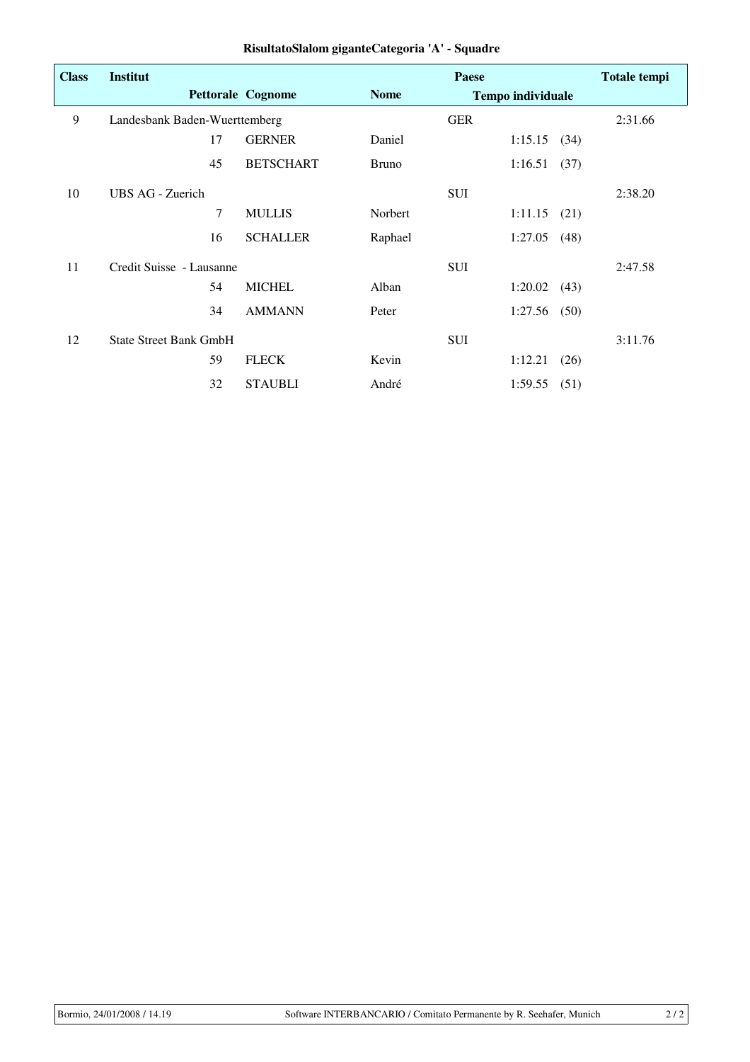**RisultatoSlalom giganteCategoria 'A' - Squadre**

| Class | Institut | | | Paese | | | Totale tempi |
|---|---|---|---|---|---|---|---|
| | Pettorale | Cognome | Nome | Tempo individuale | | | |
| 9 | Landesbank Baden-Wuerttemberg | | | GER | | | 2:31.66 |
| | 17 | GERNER | Daniel | | 1:15.15 | (34) | |
| | 45 | BETSCHART | Bruno | | 1:16.51 | (37) | |
| 10 | UBS AG - Zuerich | | | SUI | | | 2:38.20 |
| | 7 | MULLIS | Norbert | | 1:11.15 | (21) | |
| | 16 | SCHALLER | Raphael | | 1:27.05 | (48) | |
| 11 | Credit Suisse - Lausanne | | | SUI | | | 2:47.58 |
| | 54 | MICHEL | Alban | | 1:20.02 | (43) | |
| | 34 | AMMANN | Peter | | 1:27.56 | (50) | |
| 12 | State Street Bank GmbH | | | SUI | | | 3:11.76 |
| | 59 | FLECK | Kevin | | 1:12.21 | (26) | |
| | 32 | STAUBLI | André | | 1:59.55 | (51) | |

Bormio, 24/01/2008 / 14.19 — Software INTERBANCARIO / Comitato Permanente by R. Seehafer, Munich